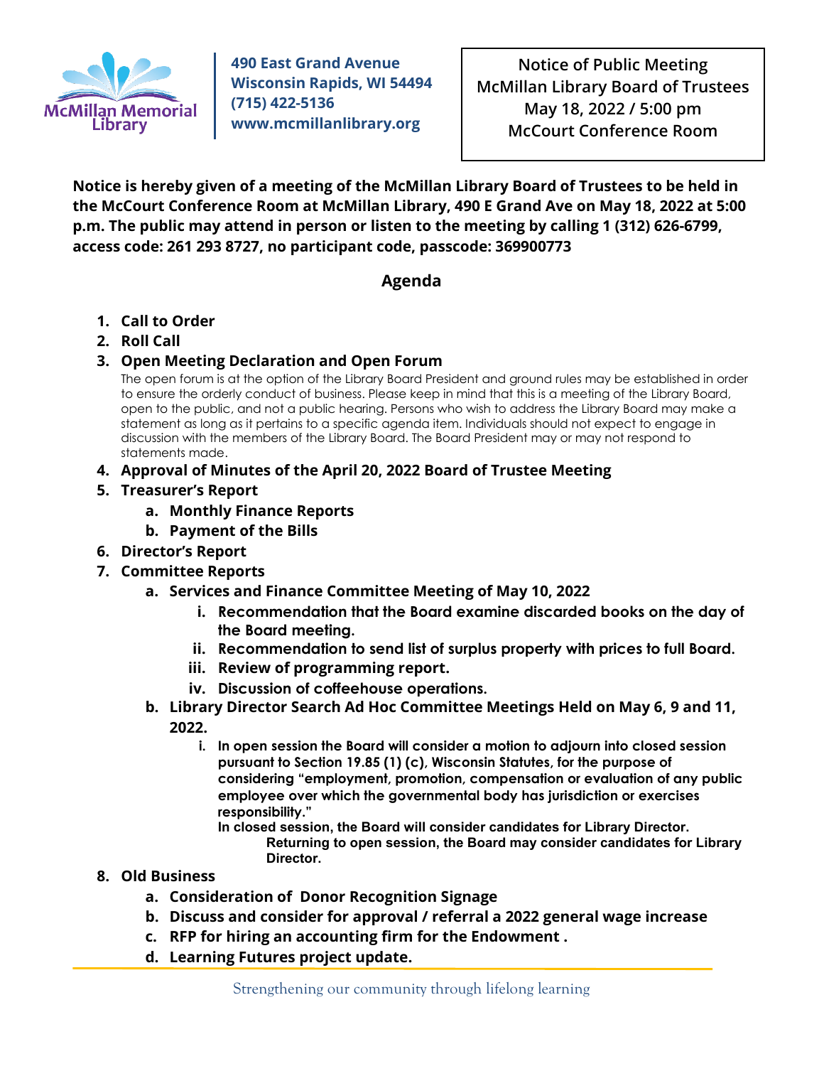McMillan Memorial Library

**490 East Grand Avenue**
**Wisconsin Rapids, WI 54494**
**(715) 422-5136**
**www.mcmillanlibrary.org**

**Notice of Public Meeting**
**McMillan Library Board of Trustees**
**May 18, 2022 / 5:00 pm**
**McCourt Conference Room**

**Notice is hereby given of a meeting of the McMillan Library Board of Trustees to be held in the McCourt Conference Room at McMillan Library, 490 E Grand Ave on May 18, 2022 at 5:00 p.m. The public may attend in person or listen to the meeting by calling 1 (312) 626-6799, access code: 261 293 8727, no participant code, passcode: 369900773**

## Agenda

1. **Call to Order**
2. **Roll Call**
3. **Open Meeting Declaration and Open Forum**
   The open forum is at the option of the Library Board President and ground rules may be established in order to ensure the orderly conduct of business. Please keep in mind that this is a meeting of the Library Board, open to the public, and not a public hearing. Persons who wish to address the Library Board may make a statement as long as it pertains to a specific agenda item. Individuals should not expect to engage in discussion with the members of the Library Board. The Board President may or may not respond to statements made.
4. **Approval of Minutes of the April 20, 2022 Board of Trustee Meeting**
5. **Treasurer's Report**
   a. **Monthly Finance Reports**
   b. **Payment of the Bills**
6. **Director's Report**
7. **Committee Reports**
   a. **Services and Finance Committee Meeting of May 10, 2022**
      i. **Recommendation that the Board examine discarded books on the day of the Board meeting.**
      ii. **Recommendation to send list of surplus property with prices to full Board.**
      iii. **Review of programming report.**
      iv. **Discussion of coffeehouse operations.**
   b. **Library Director Search Ad Hoc Committee Meetings Held on May 6, 9 and 11, 2022.**
      i. **In open session the Board will consider a motion to adjourn into closed session pursuant to Section 19.85 (1) (c), Wisconsin Statutes, for the purpose of considering "employment, promotion, compensation or evaluation of any public employee over which the governmental body has jurisdiction or exercises responsibility."**
         **In closed session, the Board will consider candidates for Library Director.**
         **Returning to open session, the Board may consider candidates for Library Director.**
8. **Old Business**
   a. **Consideration of Donor Recognition Signage**
   b. **Discuss and consider for approval / referral a 2022 general wage increase**
   c. **RFP for hiring an accounting firm for the Endowment .**
   d. **Learning Futures project update.**

Strengthening our community through lifelong learning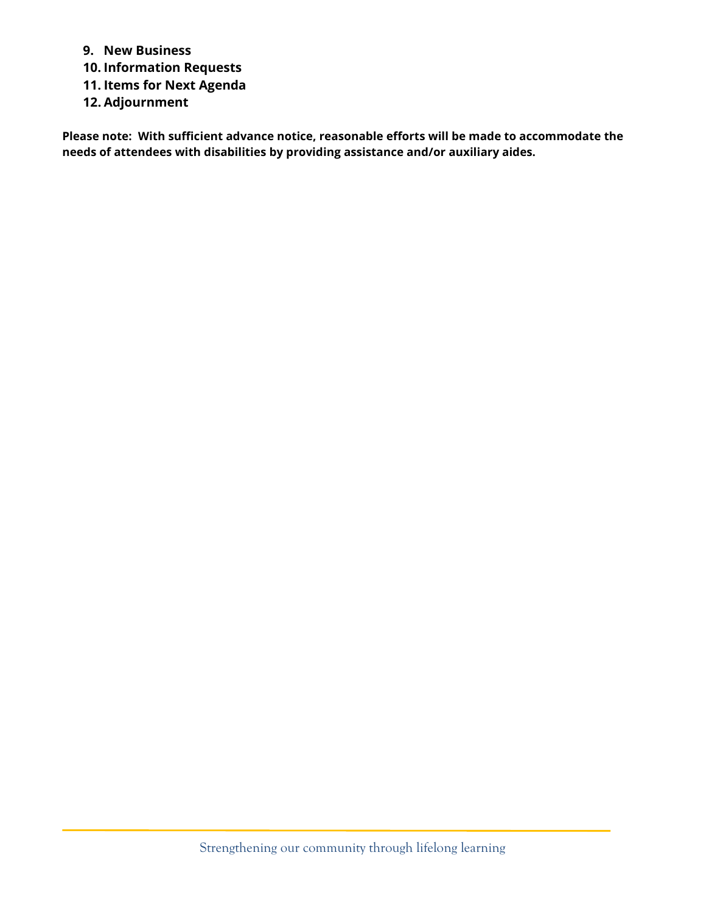9. **New Business**
10. **Information Requests**
11. **Items for Next Agenda**
12. **Adjournment**

**Please note: With sufficient advance notice, reasonable efforts will be made to accommodate the needs of attendees with disabilities by providing assistance and/or auxiliary aides.**